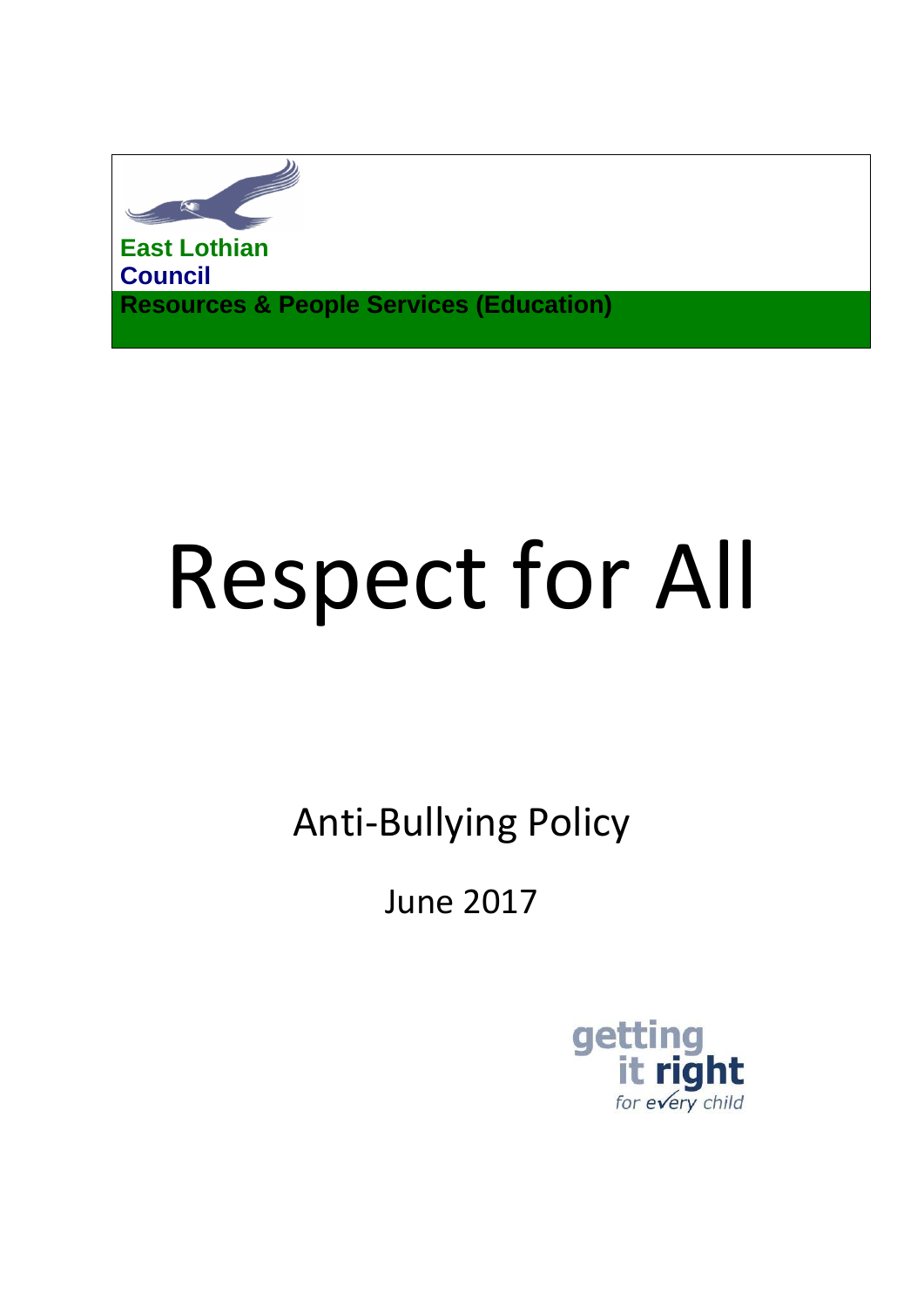East Lothian Council

**Resources & People Services (Education)**

# Respect for All

## Anti-Bullying Policy

June 2017

getting it right for every child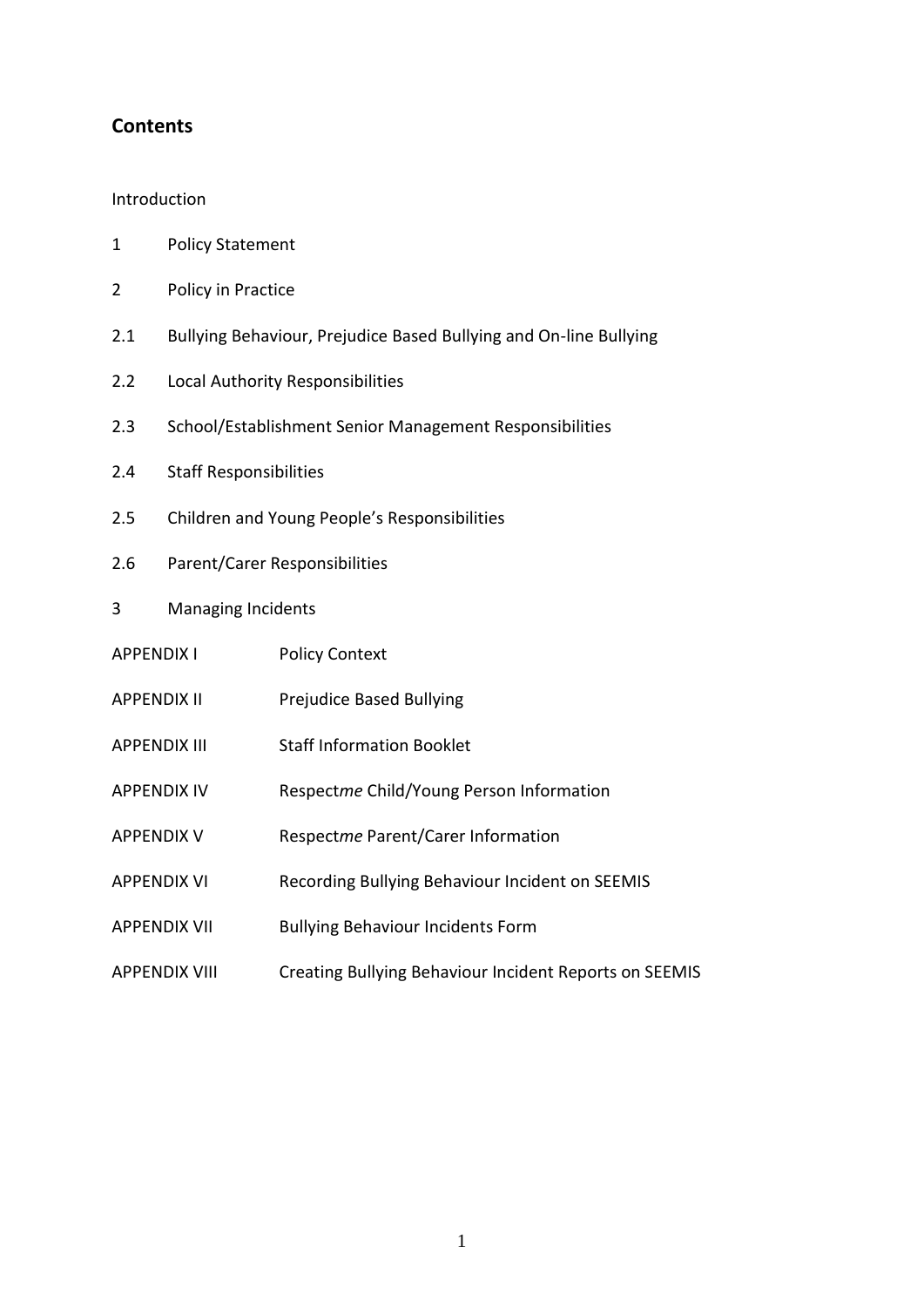## Contents

Introduction

1 Policy Statement

2 Policy in Practice

2.1 Bullying Behaviour, Prejudice Based Bullying and On-line Bullying

2.2 Local Authority Responsibilities

2.3 School/Establishment Senior Management Responsibilities

2.4 Staff Responsibilities

2.5 Children and Young People's Responsibilities

2.6 Parent/Carer Responsibilities

3 Managing Incidents

APPENDIX I Policy Context

APPENDIX II Prejudice Based Bullying

APPENDIX III Staff Information Booklet

APPENDIX IV Respect*me* Child/Young Person Information

APPENDIX V Respect*me* Parent/Carer Information

APPENDIX VI Recording Bullying Behaviour Incident on SEEMIS

APPENDIX VII Bullying Behaviour Incidents Form

APPENDIX VIII Creating Bullying Behaviour Incident Reports on SEEMIS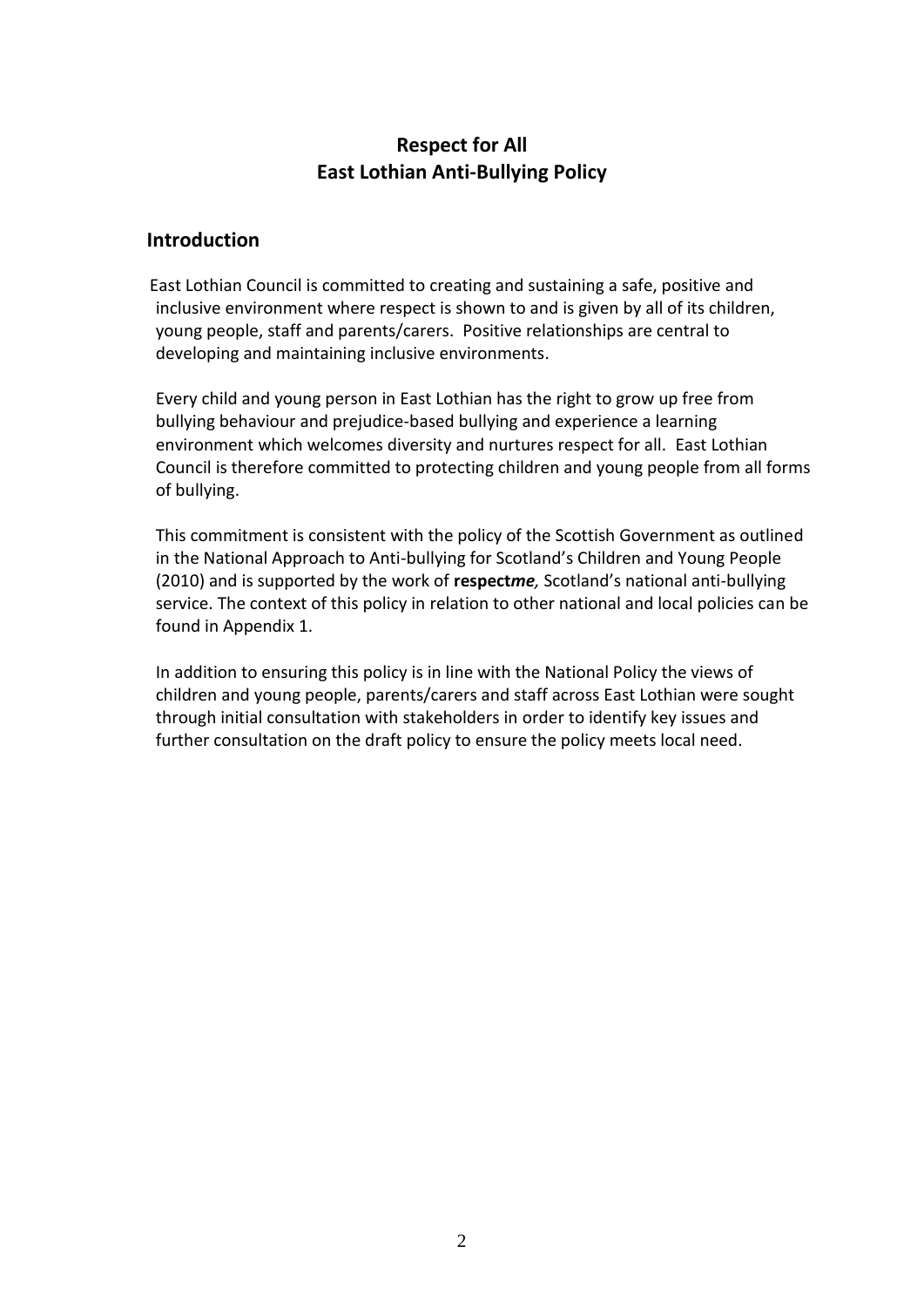# Respect for All
# East Lothian Anti-Bullying Policy

## Introduction

East Lothian Council is committed to creating and sustaining a safe, positive and inclusive environment where respect is shown to and is given by all of its children, young people, staff and parents/carers. Positive relationships are central to developing and maintaining inclusive environments.

Every child and young person in East Lothian has the right to grow up free from bullying behaviour and prejudice-based bullying and experience a learning environment which welcomes diversity and nurtures respect for all. East Lothian Council is therefore committed to protecting children and young people from all forms of bullying.

This commitment is consistent with the policy of the Scottish Government as outlined in the National Approach to Anti-bullying for Scotland's Children and Young People (2010) and is supported by the work of **respect*me*,** Scotland's national anti-bullying service. The context of this policy in relation to other national and local policies can be found in Appendix 1.

In addition to ensuring this policy is in line with the National Policy the views of children and young people, parents/carers and staff across East Lothian were sought through initial consultation with stakeholders in order to identify key issues and further consultation on the draft policy to ensure the policy meets local need.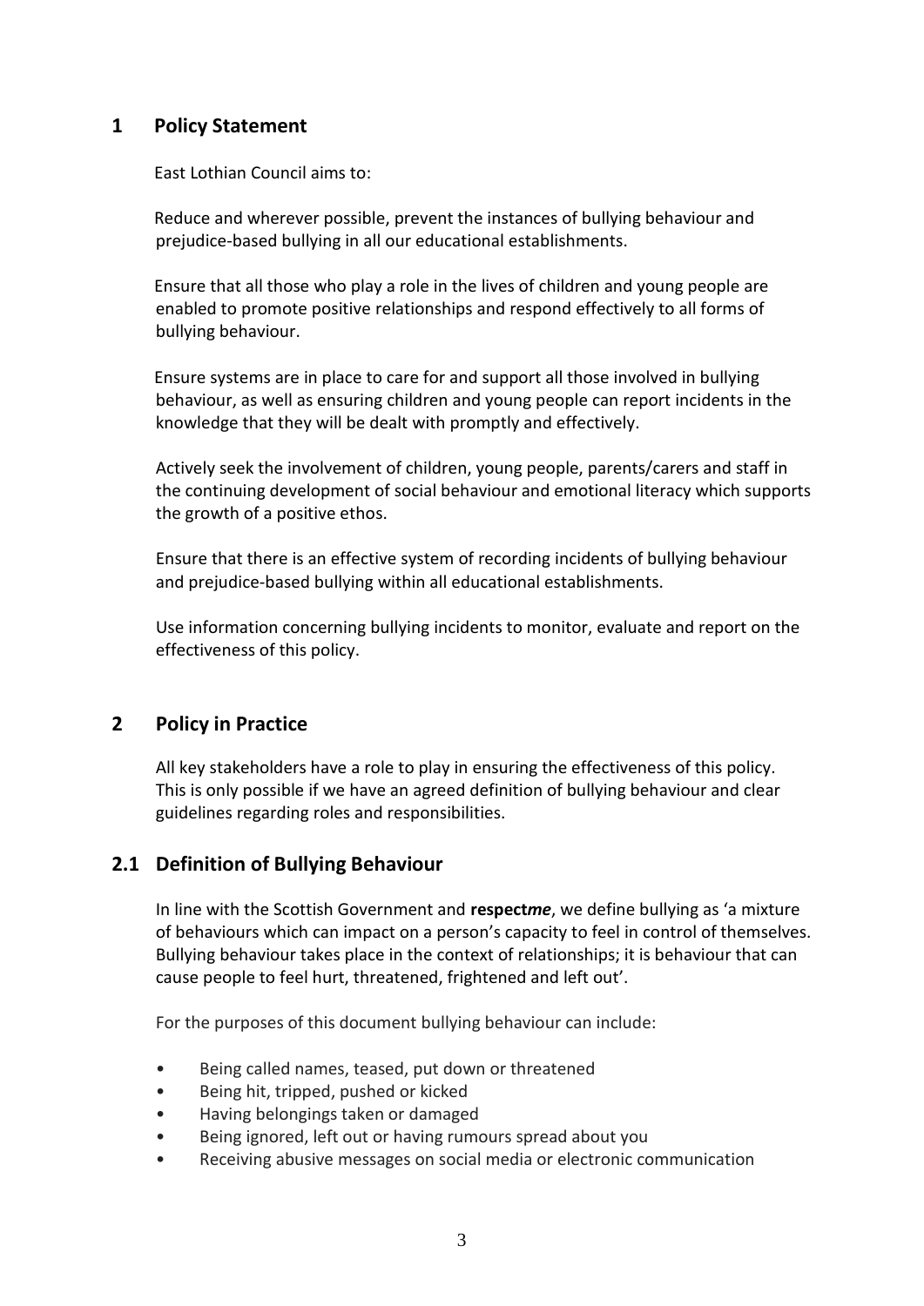## 1 Policy Statement

East Lothian Council aims to:

Reduce and wherever possible, prevent the instances of bullying behaviour and prejudice-based bullying in all our educational establishments.

Ensure that all those who play a role in the lives of children and young people are enabled to promote positive relationships and respond effectively to all forms of bullying behaviour.

Ensure systems are in place to care for and support all those involved in bullying behaviour, as well as ensuring children and young people can report incidents in the knowledge that they will be dealt with promptly and effectively.

Actively seek the involvement of children, young people, parents/carers and staff in the continuing development of social behaviour and emotional literacy which supports the growth of a positive ethos.

Ensure that there is an effective system of recording incidents of bullying behaviour and prejudice-based bullying within all educational establishments.

Use information concerning bullying incidents to monitor, evaluate and report on the effectiveness of this policy.

## 2 Policy in Practice

All key stakeholders have a role to play in ensuring the effectiveness of this policy. This is only possible if we have an agreed definition of bullying behaviour and clear guidelines regarding roles and responsibilities.

### 2.1 Definition of Bullying Behaviour

In line with the Scottish Government and **respect*me***, we define bullying as 'a mixture of behaviours which can impact on a person's capacity to feel in control of themselves. Bullying behaviour takes place in the context of relationships; it is behaviour that can cause people to feel hurt, threatened, frightened and left out'.

For the purposes of this document bullying behaviour can include:

- Being called names, teased, put down or threatened
- Being hit, tripped, pushed or kicked
- Having belongings taken or damaged
- Being ignored, left out or having rumours spread about you
- Receiving abusive messages on social media or electronic communication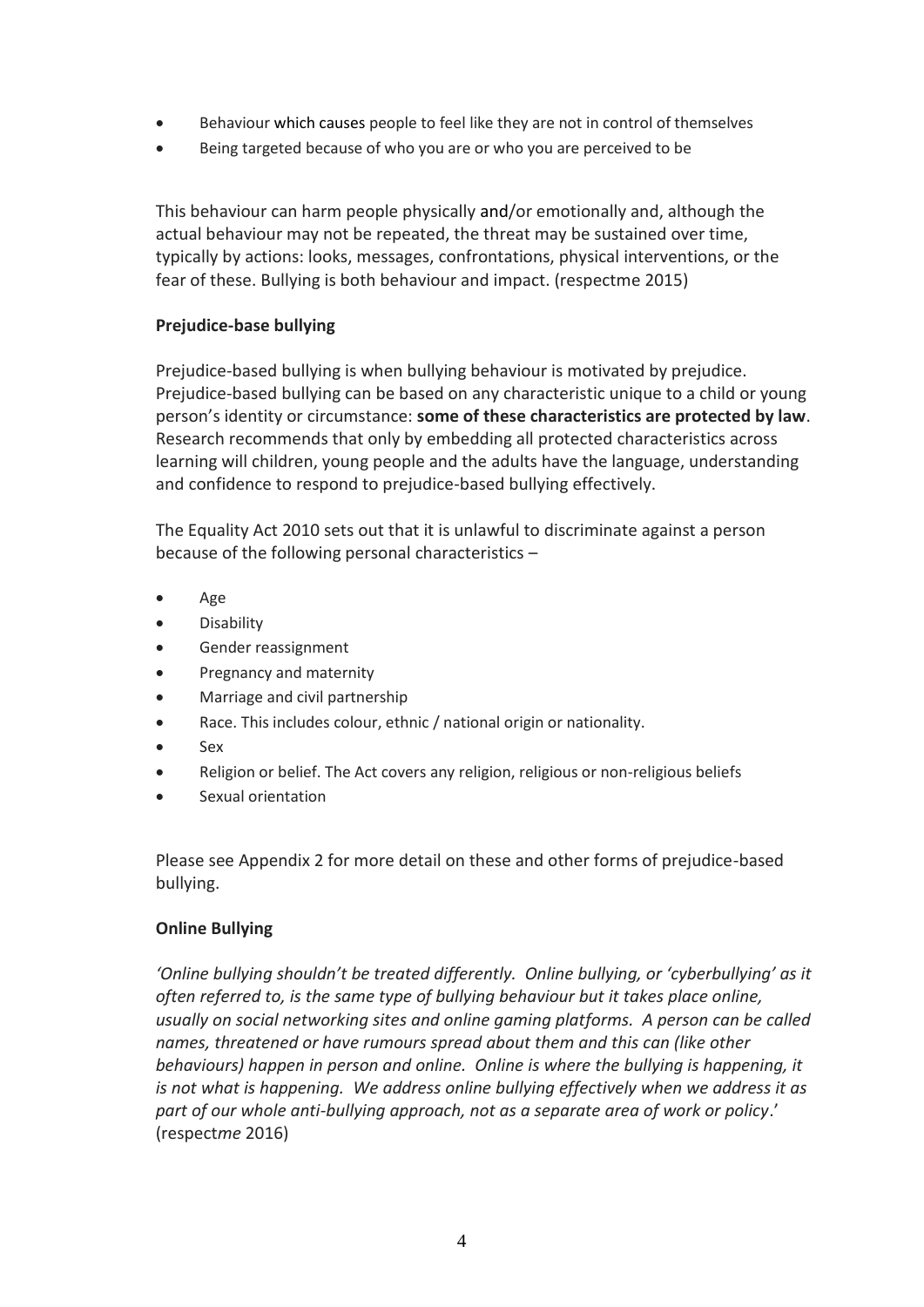- Behaviour which causes people to feel like they are not in control of themselves
- Being targeted because of who you are or who you are perceived to be

This behaviour can harm people physically and/or emotionally and, although the actual behaviour may not be repeated, the threat may be sustained over time, typically by actions: looks, messages, confrontations, physical interventions, or the fear of these. Bullying is both behaviour and impact. (respectme 2015)

**Prejudice-base bullying**

Prejudice-based bullying is when bullying behaviour is motivated by prejudice. Prejudice-based bullying can be based on any characteristic unique to a child or young person's identity or circumstance: **some of these characteristics are protected by law**. Research recommends that only by embedding all protected characteristics across learning will children, young people and the adults have the language, understanding and confidence to respond to prejudice-based bullying effectively.

The Equality Act 2010 sets out that it is unlawful to discriminate against a person because of the following personal characteristics –

- Age
- Disability
- Gender reassignment
- Pregnancy and maternity
- Marriage and civil partnership
- Race. This includes colour, ethnic / national origin or nationality.
- Sex
- Religion or belief. The Act covers any religion, religious or non-religious beliefs
- Sexual orientation

Please see Appendix 2 for more detail on these and other forms of prejudice-based bullying.

**Online Bullying**

*'Online bullying shouldn't be treated differently. Online bullying, or 'cyberbullying' as it often referred to, is the same type of bullying behaviour but it takes place online, usually on social networking sites and online gaming platforms. A person can be called names, threatened or have rumours spread about them and this can (like other behaviours) happen in person and online. Online is where the bullying is happening, it is not what is happening. We address online bullying effectively when we address it as part of our whole anti-bullying approach, not as a separate area of work or policy*.' (respect*me* 2016)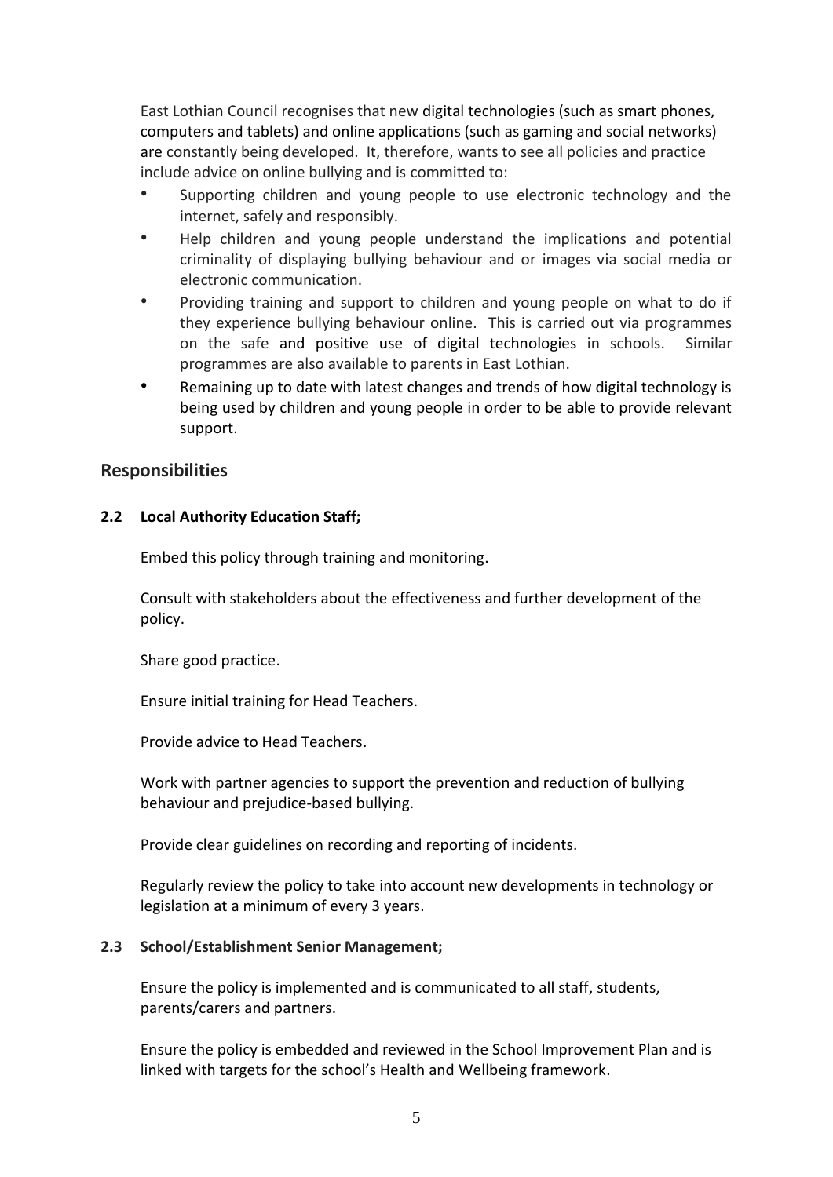East Lothian Council recognises that new digital technologies (such as smart phones, computers and tablets) and online applications (such as gaming and social networks) are constantly being developed. It, therefore, wants to see all policies and practice include advice on online bullying and is committed to:

- Supporting children and young people to use electronic technology and the internet, safely and responsibly.
- Help children and young people understand the implications and potential criminality of displaying bullying behaviour and or images via social media or electronic communication.
- Providing training and support to children and young people on what to do if they experience bullying behaviour online. This is carried out via programmes on the safe and positive use of digital technologies in schools. Similar programmes are also available to parents in East Lothian.
- Remaining up to date with latest changes and trends of how digital technology is being used by children and young people in order to be able to provide relevant support.

## Responsibilities

### 2.2 Local Authority Education Staff;

Embed this policy through training and monitoring.

Consult with stakeholders about the effectiveness and further development of the policy.

Share good practice.

Ensure initial training for Head Teachers.

Provide advice to Head Teachers.

Work with partner agencies to support the prevention and reduction of bullying behaviour and prejudice-based bullying.

Provide clear guidelines on recording and reporting of incidents.

Regularly review the policy to take into account new developments in technology or legislation at a minimum of every 3 years.

### 2.3 School/Establishment Senior Management;

Ensure the policy is implemented and is communicated to all staff, students, parents/carers and partners.

Ensure the policy is embedded and reviewed in the School Improvement Plan and is linked with targets for the school's Health and Wellbeing framework.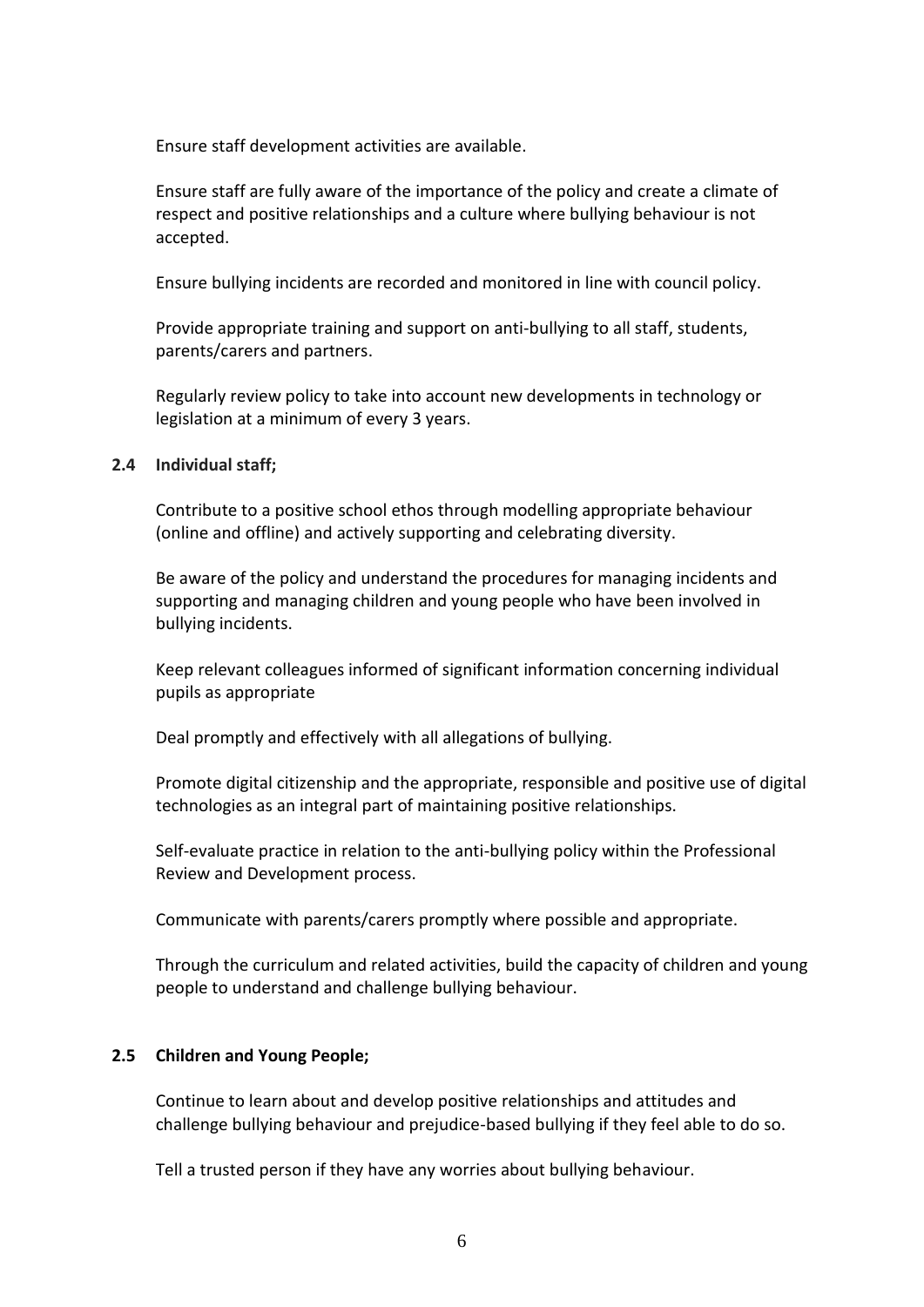Ensure staff development activities are available.

Ensure staff are fully aware of the importance of the policy and create a climate of respect and positive relationships and a culture where bullying behaviour is not accepted.

Ensure bullying incidents are recorded and monitored in line with council policy.

Provide appropriate training and support on anti-bullying to all staff, students, parents/carers and partners.

Regularly review policy to take into account new developments in technology or legislation at a minimum of every 3 years.

**2.4 Individual staff;**

Contribute to a positive school ethos through modelling appropriate behaviour (online and offline) and actively supporting and celebrating diversity.

Be aware of the policy and understand the procedures for managing incidents and supporting and managing children and young people who have been involved in bullying incidents.

Keep relevant colleagues informed of significant information concerning individual pupils as appropriate

Deal promptly and effectively with all allegations of bullying.

Promote digital citizenship and the appropriate, responsible and positive use of digital technologies as an integral part of maintaining positive relationships.

Self-evaluate practice in relation to the anti-bullying policy within the Professional Review and Development process.

Communicate with parents/carers promptly where possible and appropriate.

Through the curriculum and related activities, build the capacity of children and young people to understand and challenge bullying behaviour.

**2.5 Children and Young People;**

Continue to learn about and develop positive relationships and attitudes and challenge bullying behaviour and prejudice-based bullying if they feel able to do so.

Tell a trusted person if they have any worries about bullying behaviour.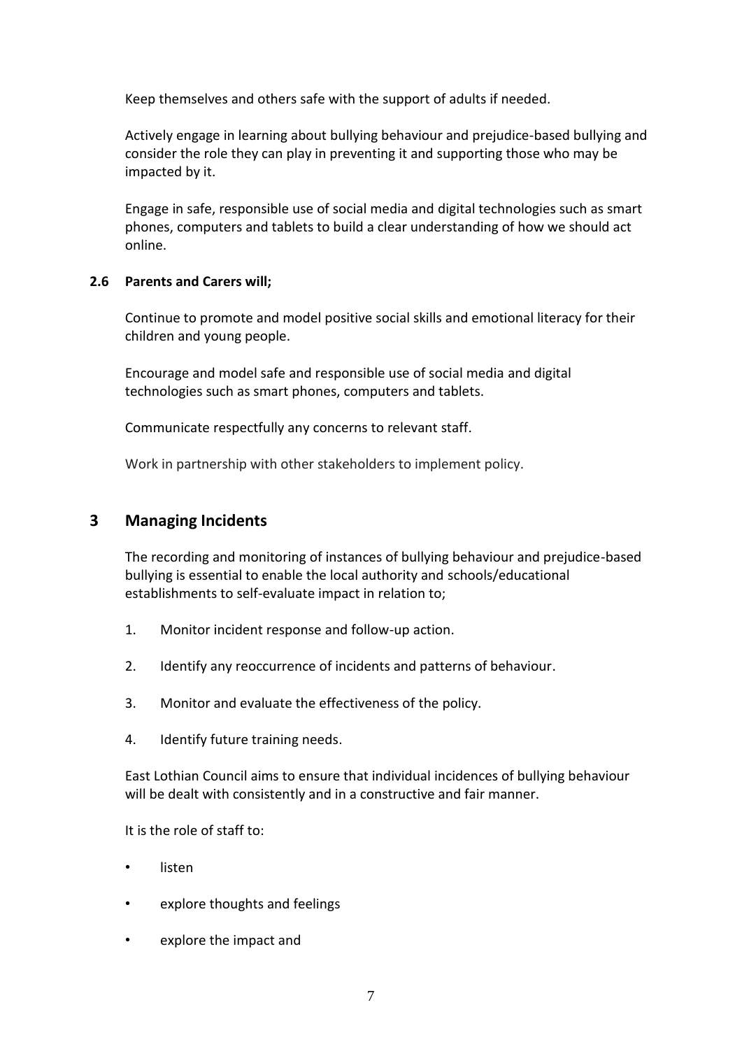Keep themselves and others safe with the support of adults if needed.

Actively engage in learning about bullying behaviour and prejudice-based bullying and consider the role they can play in preventing it and supporting those who may be impacted by it.

Engage in safe, responsible use of social media and digital technologies such as smart phones, computers and tablets to build a clear understanding of how we should act online.

**2.6 Parents and Carers will;**

Continue to promote and model positive social skills and emotional literacy for their children and young people.

Encourage and model safe and responsible use of social media and digital technologies such as smart phones, computers and tablets.

Communicate respectfully any concerns to relevant staff.

Work in partnership with other stakeholders to implement policy.

## 3 Managing Incidents

The recording and monitoring of instances of bullying behaviour and prejudice-based bullying is essential to enable the local authority and schools/educational establishments to self-evaluate impact in relation to;

1. Monitor incident response and follow-up action.
2. Identify any reoccurrence of incidents and patterns of behaviour.
3. Monitor and evaluate the effectiveness of the policy.
4. Identify future training needs.

East Lothian Council aims to ensure that individual incidences of bullying behaviour will be dealt with consistently and in a constructive and fair manner.

It is the role of staff to:

- listen
- explore thoughts and feelings
- explore the impact and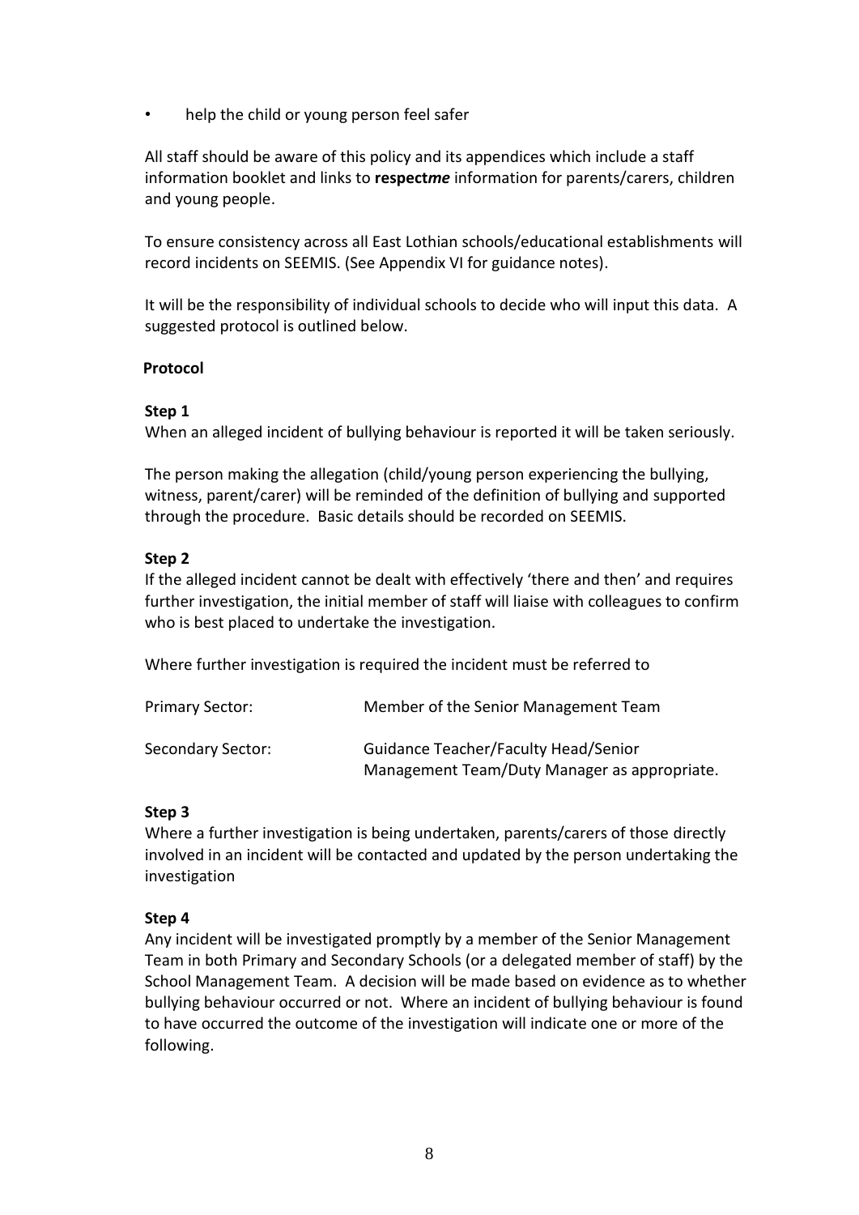- help the child or young person feel safer

All staff should be aware of this policy and its appendices which include a staff information booklet and links to **respect*me*** information for parents/carers, children and young people.

To ensure consistency across all East Lothian schools/educational establishments will record incidents on SEEMIS. (See Appendix VI for guidance notes).

It will be the responsibility of individual schools to decide who will input this data. A suggested protocol is outlined below.

**Protocol**

**Step 1**
When an alleged incident of bullying behaviour is reported it will be taken seriously.

The person making the allegation (child/young person experiencing the bullying, witness, parent/carer) will be reminded of the definition of bullying and supported through the procedure. Basic details should be recorded on SEEMIS.

**Step 2**
If the alleged incident cannot be dealt with effectively 'there and then' and requires further investigation, the initial member of staff will liaise with colleagues to confirm who is best placed to undertake the investigation.

Where further investigation is required the incident must be referred to

| | |
|---|---|
| Primary Sector: | Member of the Senior Management Team |
| Secondary Sector: | Guidance Teacher/Faculty Head/Senior Management Team/Duty Manager as appropriate. |

**Step 3**
Where a further investigation is being undertaken, parents/carers of those directly involved in an incident will be contacted and updated by the person undertaking the investigation

**Step 4**
Any incident will be investigated promptly by a member of the Senior Management Team in both Primary and Secondary Schools (or a delegated member of staff) by the School Management Team. A decision will be made based on evidence as to whether bullying behaviour occurred or not. Where an incident of bullying behaviour is found to have occurred the outcome of the investigation will indicate one or more of the following.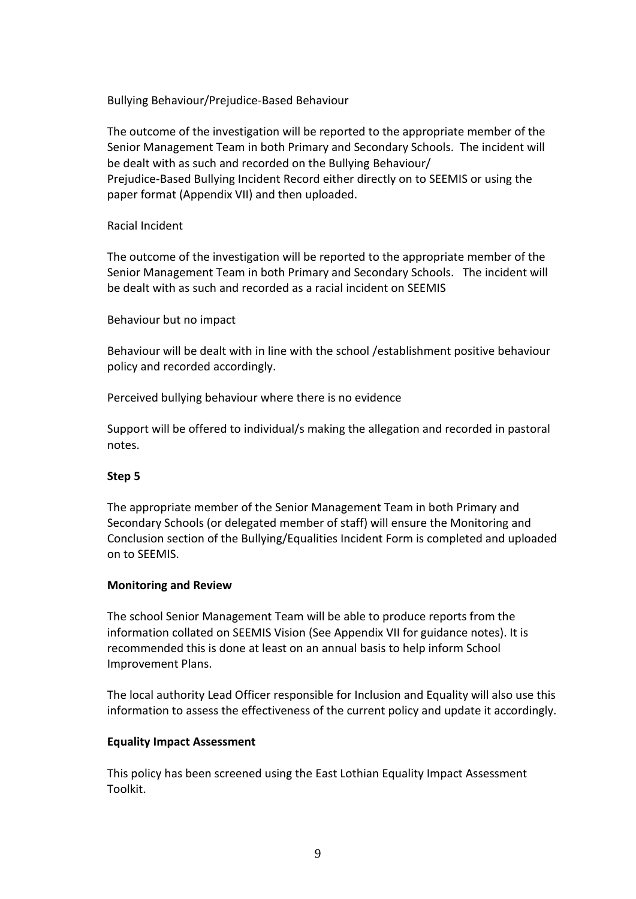Bullying Behaviour/Prejudice-Based Behaviour

The outcome of the investigation will be reported to the appropriate member of the Senior Management Team in both Primary and Secondary Schools. The incident will be dealt with as such and recorded on the Bullying Behaviour/ Prejudice-Based Bullying Incident Record either directly on to SEEMIS or using the paper format (Appendix VII) and then uploaded.

Racial Incident

The outcome of the investigation will be reported to the appropriate member of the Senior Management Team in both Primary and Secondary Schools. The incident will be dealt with as such and recorded as a racial incident on SEEMIS

Behaviour but no impact

Behaviour will be dealt with in line with the school /establishment positive behaviour policy and recorded accordingly.

Perceived bullying behaviour where there is no evidence

Support will be offered to individual/s making the allegation and recorded in pastoral notes.

**Step 5**

The appropriate member of the Senior Management Team in both Primary and Secondary Schools (or delegated member of staff) will ensure the Monitoring and Conclusion section of the Bullying/Equalities Incident Form is completed and uploaded on to SEEMIS.

**Monitoring and Review**

The school Senior Management Team will be able to produce reports from the information collated on SEEMIS Vision (See Appendix VII for guidance notes). It is recommended this is done at least on an annual basis to help inform School Improvement Plans.

The local authority Lead Officer responsible for Inclusion and Equality will also use this information to assess the effectiveness of the current policy and update it accordingly.

**Equality Impact Assessment**

This policy has been screened using the East Lothian Equality Impact Assessment Toolkit.